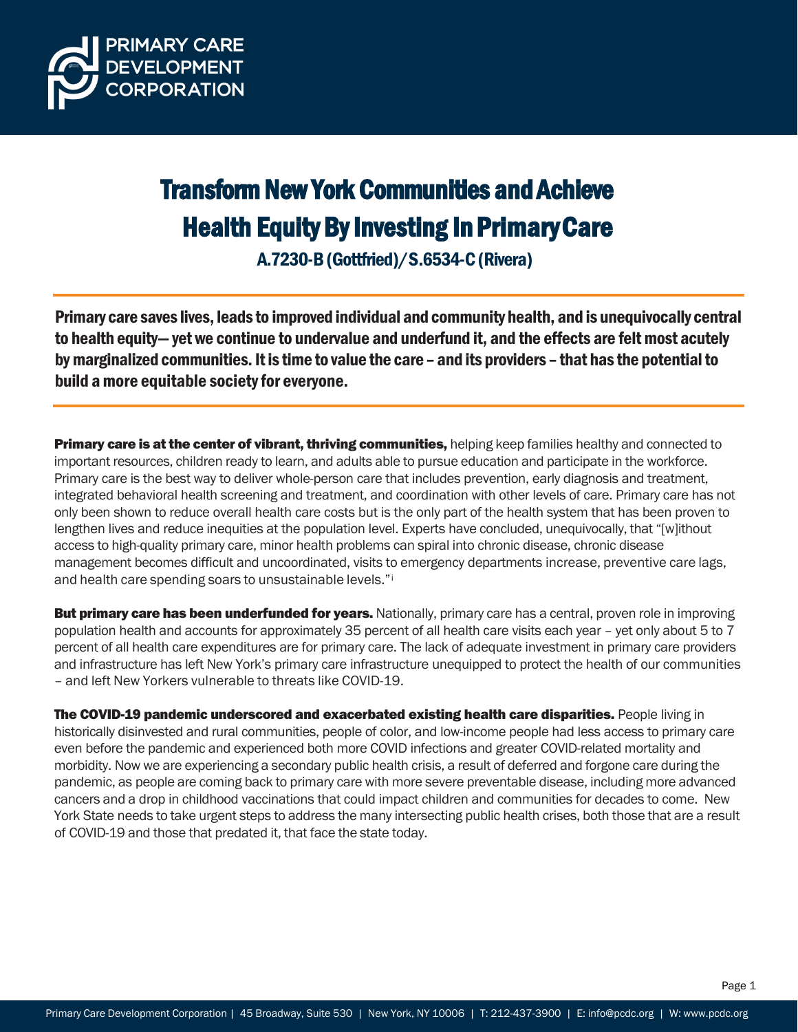PRIMARY CARE DEVELOPMENT CORPORATION

# Transform New York Communities and Achieve Health Equity By Investing In Primary Care

**A.7230-B (Gottfried)/S.6534-C (Rivera)**

**Primary care saves lives, leads to improved individual and community health, and is unequivocally central to health equity— yet we continue to undervalue and underfund it, and the effects are felt most acutely by marginalized communities. It is time to value the care – and its providers – that has the potential to build a more equitable society for everyone.**

**Primary care is at the center of vibrant, thriving communities,** helping keep families healthy and connected to important resources, children ready to learn, and adults able to pursue education and participate in the workforce. Primary care is the best way to deliver whole-person care that includes prevention, early diagnosis and treatment, integrated behavioral health screening and treatment, and coordination with other levels of care. Primary care has not only been shown to reduce overall health care costs but is the only part of the health system that has been proven to lengthen lives and reduce inequities at the population level. Experts have concluded, unequivocally, that "[w]ithout access to high-quality primary care, minor health problems can spiral into chronic disease, chronic disease management becomes difficult and uncoordinated, visits to emergency departments increase, preventive care lags, and health care spending soars to unsustainable levels."[i]

**But primary care has been underfunded for years.** Nationally, primary care has a central, proven role in improving population health and accounts for approximately 35 percent of all health care visits each year – yet only about 5 to 7 percent of all health care expenditures are for primary care. The lack of adequate investment in primary care providers and infrastructure has left New York's primary care infrastructure unequipped to protect the health of our communities – and left New Yorkers vulnerable to threats like COVID-19.

**The COVID-19 pandemic underscored and exacerbated existing health care disparities.** People living in historically disinvested and rural communities, people of color, and low-income people had less access to primary care even before the pandemic and experienced both more COVID infections and greater COVID-related mortality and morbidity. Now we are experiencing a secondary public health crisis, a result of deferred and forgone care during the pandemic, as people are coming back to primary care with more severe preventable disease, including more advanced cancers and a drop in childhood vaccinations that could impact children and communities for decades to come. New York State needs to take urgent steps to address the many intersecting public health crises, both those that are a result of COVID-19 and those that predated it, that face the state today.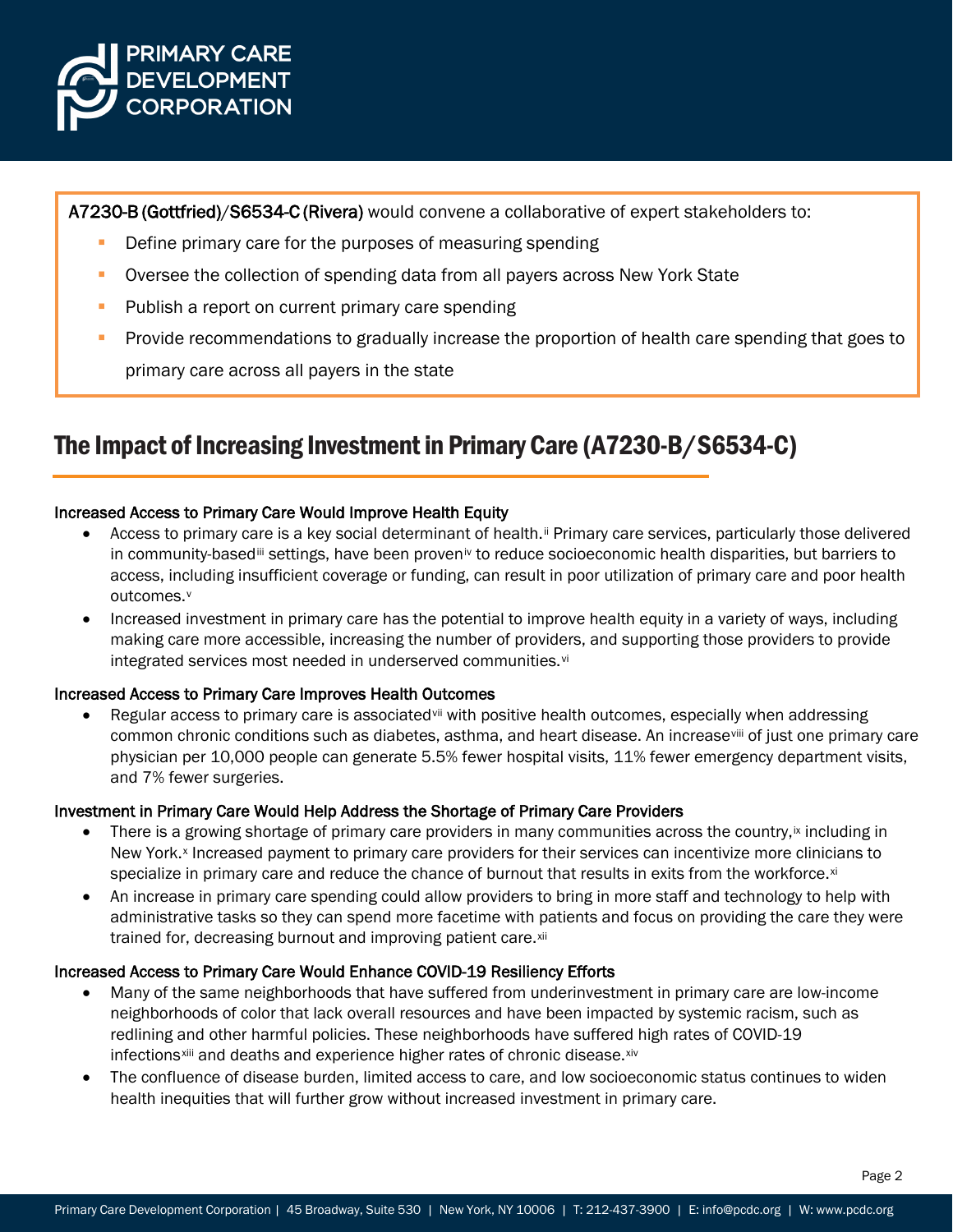**A7230-B (Gottfried)/S6534-C (Rivera)** would convene a collaborative of expert stakeholders to:

- Define primary care for the purposes of measuring spending
- Oversee the collection of spending data from all payers across New York State
- Publish a report on current primary care spending
- Provide recommendations to gradually increase the proportion of health care spending that goes to primary care across all payers in the state

## The Impact of Increasing Investment in Primary Care (A7230-B/S6534-C)

**Increased Access to Primary Care Would Improve Health Equity**

- Access to primary care is a key social determinant of health.[ii] Primary care services, particularly those delivered in community-based[iii] settings, have been proven[iv] to reduce socioeconomic health disparities, but barriers to access, including insufficient coverage or funding, can result in poor utilization of primary care and poor health outcomes.[v]
- Increased investment in primary care has the potential to improve health equity in a variety of ways, including making care more accessible, increasing the number of providers, and supporting those providers to provide integrated services most needed in underserved communities.[vi]

**Increased Access to Primary Care Improves Health Outcomes**

- Regular access to primary care is associated[vii] with positive health outcomes, especially when addressing common chronic conditions such as diabetes, asthma, and heart disease. An increase[viii] of just one primary care physician per 10,000 people can generate 5.5% fewer hospital visits, 11% fewer emergency department visits, and 7% fewer surgeries.

**Investment in Primary Care Would Help Address the Shortage of Primary Care Providers**

- There is a growing shortage of primary care providers in many communities across the country,[ix] including in New York.[x] Increased payment to primary care providers for their services can incentivize more clinicians to specialize in primary care and reduce the chance of burnout that results in exits from the workforce.[xi]
- An increase in primary care spending could allow providers to bring in more staff and technology to help with administrative tasks so they can spend more facetime with patients and focus on providing the care they were trained for, decreasing burnout and improving patient care.[xii]

**Increased Access to Primary Care Would Enhance COVID-19 Resiliency Efforts**

- Many of the same neighborhoods that have suffered from underinvestment in primary care are low-income neighborhoods of color that lack overall resources and have been impacted by systemic racism, such as redlining and other harmful policies. These neighborhoods have suffered high rates of COVID-19 infections[xiii] and deaths and experience higher rates of chronic disease.[xiv]
- The confluence of disease burden, limited access to care, and low socioeconomic status continues to widen health inequities that will further grow without increased investment in primary care.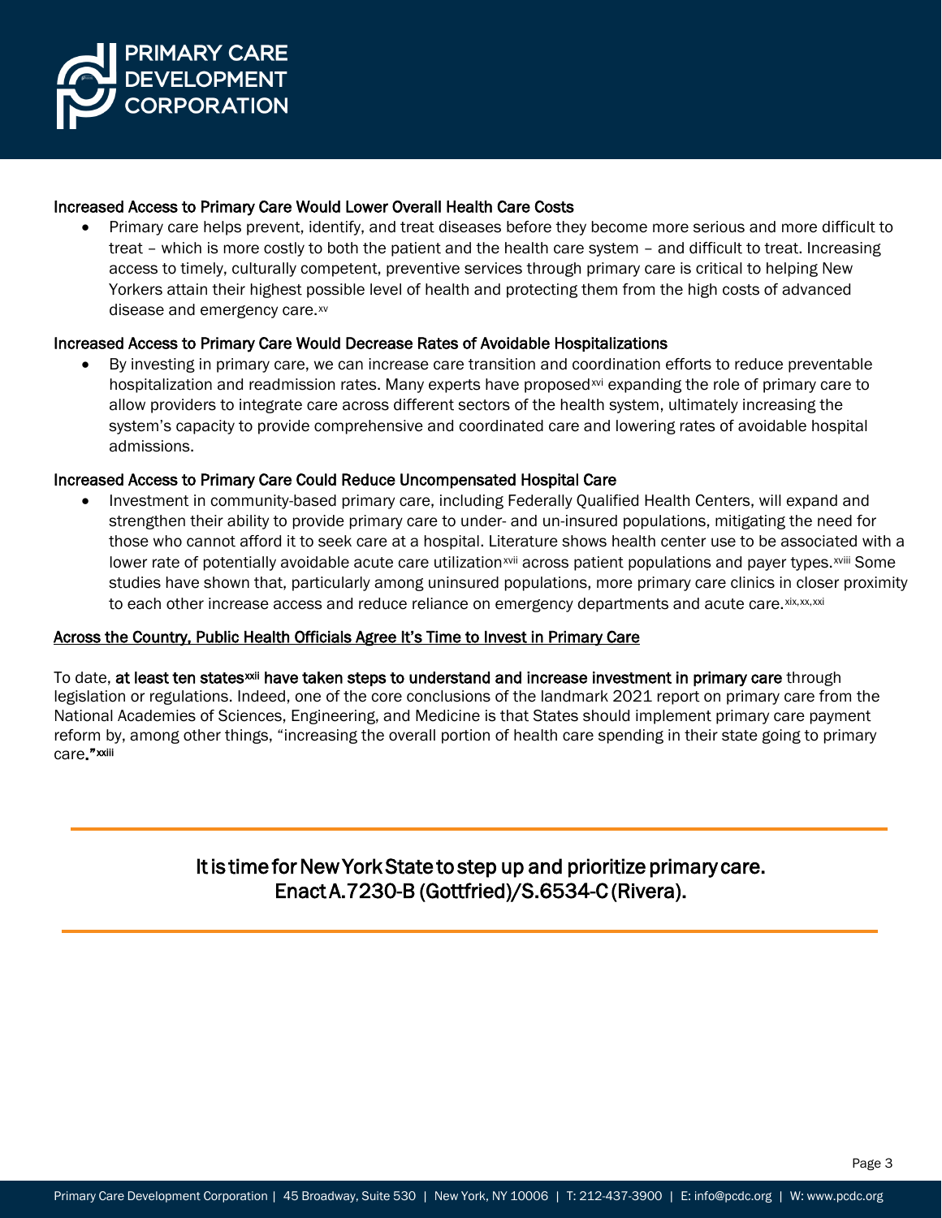### Increased Access to Primary Care Would Lower Overall Health Care Costs

- Primary care helps prevent, identify, and treat diseases before they become more serious and more difficult to treat – which is more costly to both the patient and the health care system – and difficult to treat. Increasing access to timely, culturally competent, preventive services through primary care is critical to helping New Yorkers attain their highest possible level of health and protecting them from the high costs of advanced disease and emergency care.[xv]

### Increased Access to Primary Care Would Decrease Rates of Avoidable Hospitalizations

- By investing in primary care, we can increase care transition and coordination efforts to reduce preventable hospitalization and readmission rates. Many experts have proposed[xvi] expanding the role of primary care to allow providers to integrate care across different sectors of the health system, ultimately increasing the system's capacity to provide comprehensive and coordinated care and lowering rates of avoidable hospital admissions.

### Increased Access to Primary Care Could Reduce Uncompensated Hospital Care

- Investment in community-based primary care, including Federally Qualified Health Centers, will expand and strengthen their ability to provide primary care to under- and un-insured populations, mitigating the need for those who cannot afford it to seek care at a hospital. Literature shows health center use to be associated with a lower rate of potentially avoidable acute care utilization[xvii] across patient populations and payer types.[xviii] Some studies have shown that, particularly among uninsured populations, more primary care clinics in closer proximity to each other increase access and reduce reliance on emergency departments and acute care.[xix,xx,xxi]

## Across the Country, Public Health Officials Agree It's Time to Invest in Primary Care

To date, **at least ten states[xxii] have taken steps to understand and increase investment in primary care** through legislation or regulations. Indeed, one of the core conclusions of the landmark 2021 report on primary care from the National Academies of Sciences, Engineering, and Medicine is that States should implement primary care payment reform by, among other things, "increasing the overall portion of health care spending in their state going to primary care."[xxiii]

---

**It is time for New York State to step up and prioritize primary care.**
**Enact A.7230-B (Gottfried)/S.6534-C (Rivera).**

---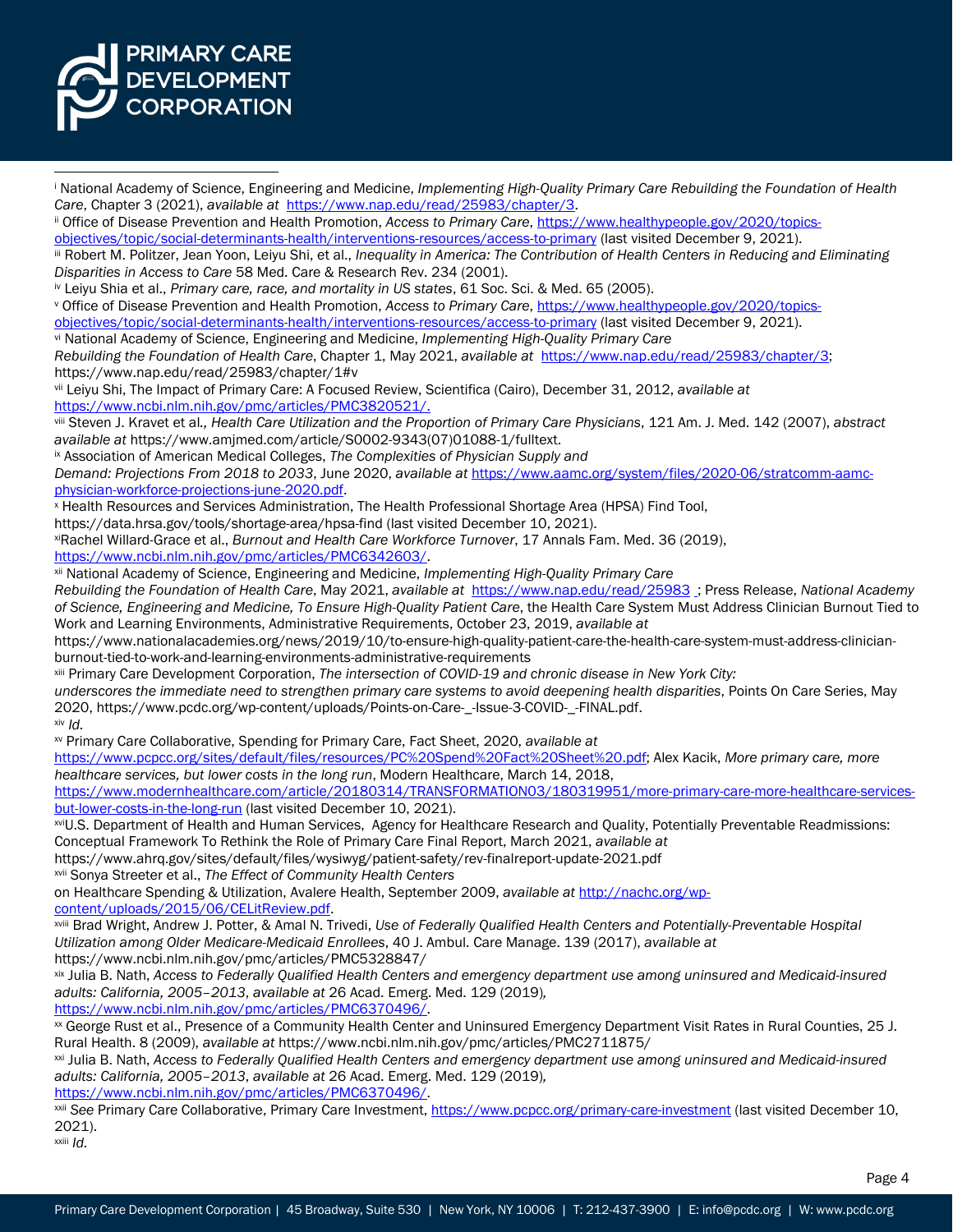[i] National Academy of Science, Engineering and Medicine, *Implementing High-Quality Primary Care Rebuilding the Foundation of Health Care*, Chapter 3 (2021), *available at* https://www.nap.edu/read/25983/chapter/3.

[ii] Office of Disease Prevention and Health Promotion, *Access to Primary Care*, https://www.healthypeople.gov/2020/topics-objectives/topic/social-determinants-health/interventions-resources/access-to-primary (last visited December 9, 2021).

[iii] Robert M. Politzer, Jean Yoon, Leiyu Shi, et al., *Inequality in America: The Contribution of Health Centers in Reducing and Eliminating Disparities in Access to Care* 58 Med. Care & Research Rev. 234 (2001).

[iv] Leiyu Shia et al., *Primary care, race, and mortality in US states*, 61 Soc. Sci. & Med. 65 (2005).

[v] Office of Disease Prevention and Health Promotion, *Access to Primary Care*, https://www.healthypeople.gov/2020/topics-objectives/topic/social-determinants-health/interventions-resources/access-to-primary (last visited December 9, 2021).

[vi] National Academy of Science, Engineering and Medicine, *Implementing High-Quality Primary Care Rebuilding the Foundation of Health Care*, Chapter 1, May 2021, *available at* https://www.nap.edu/read/25983/chapter/3; https://www.nap.edu/read/25983/chapter/1#v

[vii] Leiyu Shi, The Impact of Primary Care: A Focused Review, Scientifica (Cairo), December 31, 2012, *available at* https://www.ncbi.nlm.nih.gov/pmc/articles/PMC3820521/.

[viii] Steven J. Kravet et al., *Health Care Utilization and the Proportion of Primary Care Physicians*, 121 Am. J. Med. 142 (2007), *abstract available at* https://www.amjmed.com/article/S0002-9343(07)01088-1/fulltext.

[ix] Association of American Medical Colleges, *The Complexities of Physician Supply and Demand: Projections From 2018 to 2033*, June 2020, *available at* https://www.aamc.org/system/files/2020-06/stratcomm-aamc-physician-workforce-projections-june-2020.pdf.

[x] Health Resources and Services Administration, The Health Professional Shortage Area (HPSA) Find Tool, https://data.hrsa.gov/tools/shortage-area/hpsa-find (last visited December 10, 2021).

[xi] Rachel Willard-Grace et al., *Burnout and Health Care Workforce Turnover*, 17 Annals Fam. Med. 36 (2019), https://www.ncbi.nlm.nih.gov/pmc/articles/PMC6342603/.

[xii] National Academy of Science, Engineering and Medicine, *Implementing High-Quality Primary Care Rebuilding the Foundation of Health Care*, May 2021, *available at* https://www.nap.edu/read/25983 ; Press Release, *National Academy of Science, Engineering and Medicine, To Ensure High-Quality Patient Care*, the Health Care System Must Address Clinician Burnout Tied to Work and Learning Environments, Administrative Requirements, October 23, 2019, *available at* https://www.nationalacademies.org/news/2019/10/to-ensure-high-quality-patient-care-the-health-care-system-must-address-clinician-burnout-tied-to-work-and-learning-environments-administrative-requirements

[xiii] Primary Care Development Corporation, *The intersection of COVID-19 and chronic disease in New York City: underscores the immediate need to strengthen primary care systems to avoid deepening health disparities*, Points On Care Series, May 2020, https://www.pcdc.org/wp-content/uploads/Points-on-Care-_-Issue-3-COVID-_-FINAL.pdf.

[xiv] *Id.*

[xv] Primary Care Collaborative, Spending for Primary Care, Fact Sheet, 2020, *available at* https://www.pcpcc.org/sites/default/files/resources/PC%20Spend%20Fact%20Sheet%20.pdf; Alex Kacik, *More primary care, more healthcare services, but lower costs in the long run*, Modern Healthcare, March 14, 2018, https://www.modernhealthcare.com/article/20180314/TRANSFORMATION03/180319951/more-primary-care-more-healthcare-services-but-lower-costs-in-the-long-run (last visited December 10, 2021).

[xvi] U.S. Department of Health and Human Services, Agency for Healthcare Research and Quality, Potentially Preventable Readmissions: Conceptual Framework To Rethink the Role of Primary Care Final Report, March 2021, *available at* https://www.ahrq.gov/sites/default/files/wysiwyg/patient-safety/rev-finalreport-update-2021.pdf

[xvii] Sonya Streeter et al., *The Effect of Community Health Centers on Healthcare Spending & Utilization*, Avalere Health, September 2009, *available at* http://nachc.org/wp-content/uploads/2015/06/CELitReview.pdf.

[xviii] Brad Wright, Andrew J. Potter, & Amal N. Trivedi, *Use of Federally Qualified Health Centers and Potentially-Preventable Hospital Utilization among Older Medicare-Medicaid Enrollees*, 40 J. Ambul. Care Manage. 139 (2017), *available at* https://www.ncbi.nlm.nih.gov/pmc/articles/PMC5328847/

[xix] Julia B. Nath, *Access to Federally Qualified Health Centers and emergency department use among uninsured and Medicaid-insured adults: California, 2005–2013*, *available at* 26 Acad. Emerg. Med. 129 (2019), https://www.ncbi.nlm.nih.gov/pmc/articles/PMC6370496/.

[xx] George Rust et al., Presence of a Community Health Center and Uninsured Emergency Department Visit Rates in Rural Counties, 25 J. Rural Health. 8 (2009), *available at* https://www.ncbi.nlm.nih.gov/pmc/articles/PMC2711875/

[xxi] Julia B. Nath, *Access to Federally Qualified Health Centers and emergency department use among uninsured and Medicaid-insured adults: California, 2005–2013*, *available at* 26 Acad. Emerg. Med. 129 (2019), https://www.ncbi.nlm.nih.gov/pmc/articles/PMC6370496/.

[xxii] *See* Primary Care Collaborative, Primary Care Investment, https://www.pcpcc.org/primary-care-investment (last visited December 10, 2021).

[xxiii] *Id.*